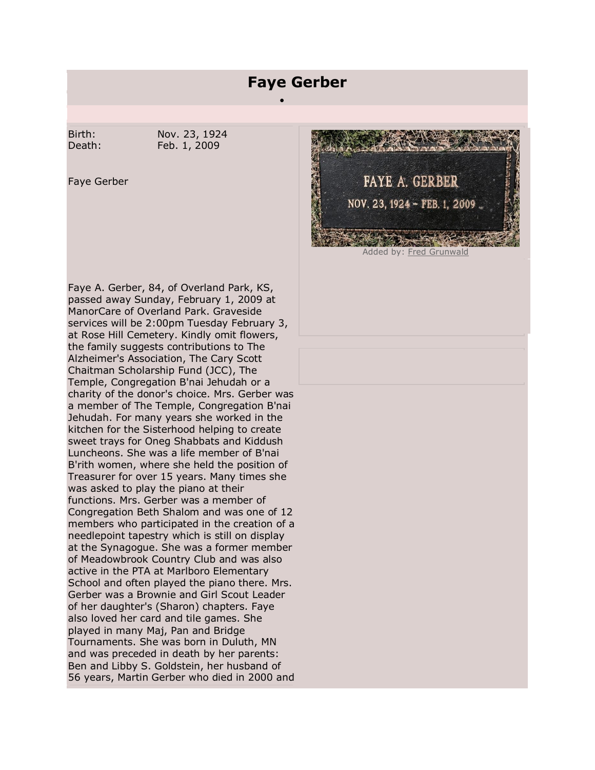# Faye Gerber

Birth: Nov. 23, 1924
Death: Feb. 1, 2009

Faye Gerber

FAYE A. GERBER
NOV. 23, 1924 - FEB. 1, 2009

Added by: Fred Grunwald

Faye A. Gerber, 84, of Overland Park, KS, passed away Sunday, February 1, 2009 at ManorCare of Overland Park. Graveside services will be 2:00pm Tuesday February 3, at Rose Hill Cemetery. Kindly omit flowers, the family suggests contributions to The Alzheimer's Association, The Cary Scott Chaitman Scholarship Fund (JCC), The Temple, Congregation B'nai Jehudah or a charity of the donor's choice. Mrs. Gerber was a member of The Temple, Congregation B'nai Jehudah. For many years she worked in the kitchen for the Sisterhood helping to create sweet trays for Oneg Shabbats and Kiddush Luncheons. She was a life member of B'nai B'rith women, where she held the position of Treasurer for over 15 years. Many times she was asked to play the piano at their functions. Mrs. Gerber was a member of Congregation Beth Shalom and was one of 12 members who participated in the creation of a needlepoint tapestry which is still on display at the Synagogue. She was a former member of Meadowbrook Country Club and was also active in the PTA at Marlboro Elementary School and often played the piano there. Mrs. Gerber was a Brownie and Girl Scout Leader of her daughter's (Sharon) chapters. Faye also loved her card and tile games. She played in many Maj, Pan and Bridge Tournaments. She was born in Duluth, MN and was preceded in death by her parents: Ben and Libby S. Goldstein, her husband of 56 years, Martin Gerber who died in 2000 and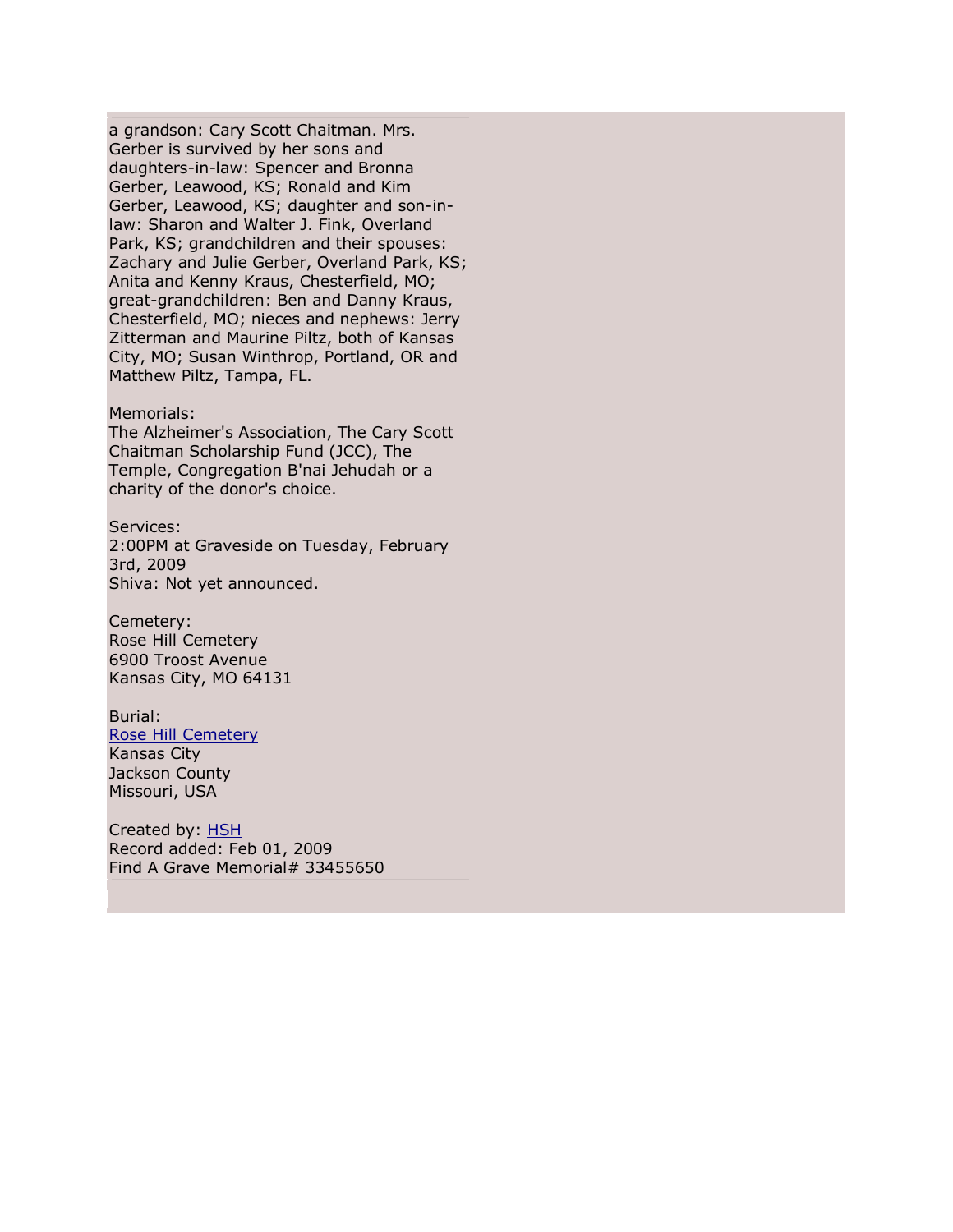a grandson: Cary Scott Chaitman. Mrs. Gerber is survived by her sons and daughters-in-law: Spencer and Bronna Gerber, Leawood, KS; Ronald and Kim Gerber, Leawood, KS; daughter and son-in-law: Sharon and Walter J. Fink, Overland Park, KS; grandchildren and their spouses: Zachary and Julie Gerber, Overland Park, KS; Anita and Kenny Kraus, Chesterfield, MO; great-grandchildren: Ben and Danny Kraus, Chesterfield, MO; nieces and nephews: Jerry Zitterman and Maurine Piltz, both of Kansas City, MO; Susan Winthrop, Portland, OR and Matthew Piltz, Tampa, FL.

Memorials:
The Alzheimer's Association, The Cary Scott Chaitman Scholarship Fund (JCC), The Temple, Congregation B'nai Jehudah or a charity of the donor's choice.

Services:
2:00PM at Graveside on Tuesday, February 3rd, 2009
Shiva: Not yet announced.

Cemetery:
Rose Hill Cemetery
6900 Troost Avenue
Kansas City, MO 64131

Burial:
Rose Hill Cemetery
Kansas City
Jackson County
Missouri, USA

Created by: HSH
Record added: Feb 01, 2009
Find A Grave Memorial# 33455650